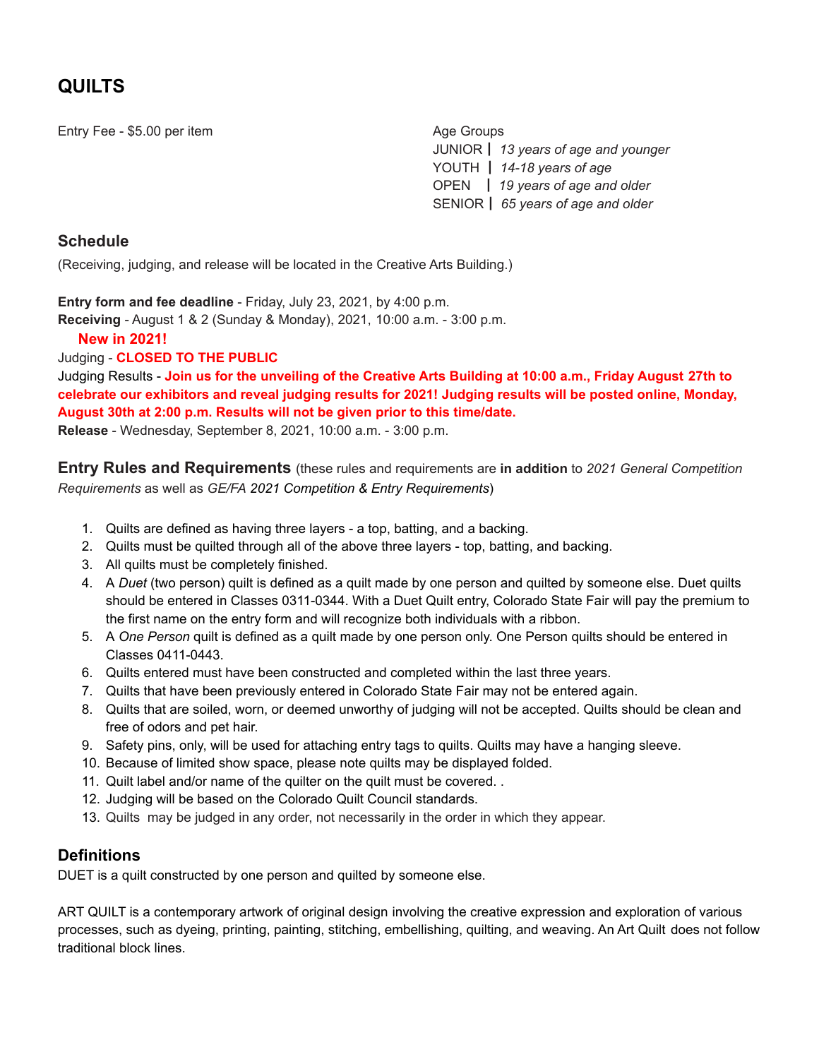# QUILTS

Entry Fee - $5.00 per item

Age Groups
JUNIOR | *13 years of age and younger*
YOUTH | *14-18 years of age*
OPEN | *19 years of age and older*
SENIOR | *65 years of age and older*

## Schedule

(Receiving, judging, and release will be located in the Creative Arts Building.)

**Entry form and fee deadline** - Friday, July 23, 2021, by 4:00 p.m.
**Receiving** - August 1 & 2 (Sunday & Monday), 2021, 10:00 a.m. - 3:00 p.m.
**New in 2021!**
Judging - **CLOSED TO THE PUBLIC**
Judging Results - **Join us for the unveiling of the Creative Arts Building at 10:00 a.m., Friday August 27th to celebrate our exhibitors and reveal judging results for 2021! Judging results will be posted online, Monday, August 30th at 2:00 p.m. Results will not be given prior to this time/date.**
**Release** - Wednesday, September 8, 2021, 10:00 a.m. - 3:00 p.m.

## Entry Rules and Requirements

(these rules and requirements are **in addition** to *2021 General Competition Requirements* as well as *GE/FA 2021 Competition & Entry Requirements*)

1. Quilts are defined as having three layers - a top, batting, and a backing.
2. Quilts must be quilted through all of the above three layers - top, batting, and backing.
3. All quilts must be completely finished.
4. A *Duet* (two person) quilt is defined as a quilt made by one person and quilted by someone else. Duet quilts should be entered in Classes 0311-0344. With a Duet Quilt entry, Colorado State Fair will pay the premium to the first name on the entry form and will recognize both individuals with a ribbon.
5. A *One Person* quilt is defined as a quilt made by one person only. One Person quilts should be entered in Classes 0411-0443.
6. Quilts entered must have been constructed and completed within the last three years.
7. Quilts that have been previously entered in Colorado State Fair may not be entered again.
8. Quilts that are soiled, worn, or deemed unworthy of judging will not be accepted. Quilts should be clean and free of odors and pet hair.
9. Safety pins, only, will be used for attaching entry tags to quilts. Quilts may have a hanging sleeve.
10. Because of limited show space, please note quilts may be displayed folded.
11. Quilt label and/or name of the quilter on the quilt must be covered. .
12. Judging will be based on the Colorado Quilt Council standards.
13. Quilts may be judged in any order, not necessarily in the order in which they appear.

## Definitions

DUET is a quilt constructed by one person and quilted by someone else.

ART QUILT is a contemporary artwork of original design involving the creative expression and exploration of various processes, such as dyeing, printing, painting, stitching, embellishing, quilting, and weaving. An Art Quilt does not follow traditional block lines.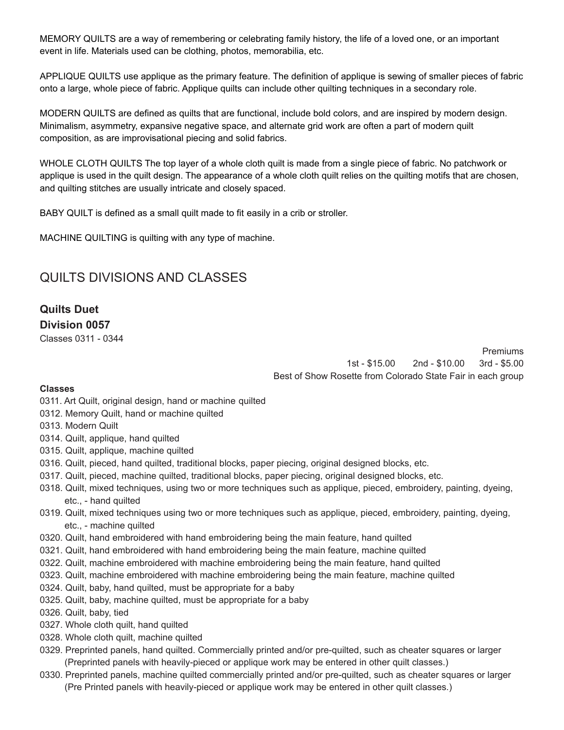MEMORY QUILTS are a way of remembering or celebrating family history, the life of a loved one, or an important event in life. Materials used can be clothing, photos, memorabilia, etc.

APPLIQUE QUILTS use applique as the primary feature. The definition of applique is sewing of smaller pieces of fabric onto a large, whole piece of fabric. Applique quilts can include other quilting techniques in a secondary role.

MODERN QUILTS are defined as quilts that are functional, include bold colors, and are inspired by modern design. Minimalism, asymmetry, expansive negative space, and alternate grid work are often a part of modern quilt composition, as are improvisational piecing and solid fabrics.

WHOLE CLOTH QUILTS The top layer of a whole cloth quilt is made from a single piece of fabric. No patchwork or applique is used in the quilt design. The appearance of a whole cloth quilt relies on the quilting motifs that are chosen, and quilting stitches are usually intricate and closely spaced.

BABY QUILT is defined as a small quilt made to fit easily in a crib or stroller.

MACHINE QUILTING is quilting with any type of machine.

## QUILTS DIVISIONS AND CLASSES

### Quilts Duet
### Division 0057

Classes 0311 - 0344

Premiums
1st - $15.00 2nd - $10.00 3rd - $5.00
Best of Show Rosette from Colorado State Fair in each group

**Classes**

0311. Art Quilt, original design, hand or machine quilted
0312. Memory Quilt, hand or machine quilted
0313. Modern Quilt
0314. Quilt, applique, hand quilted
0315. Quilt, applique, machine quilted
0316. Quilt, pieced, hand quilted, traditional blocks, paper piecing, original designed blocks, etc.
0317. Quilt, pieced, machine quilted, traditional blocks, paper piecing, original designed blocks, etc.
0318. Quilt, mixed techniques, using two or more techniques such as applique, pieced, embroidery, painting, dyeing, etc., - hand quilted
0319. Quilt, mixed techniques using two or more techniques such as applique, pieced, embroidery, painting, dyeing, etc., - machine quilted
0320. Quilt, hand embroidered with hand embroidering being the main feature, hand quilted
0321. Quilt, hand embroidered with hand embroidering being the main feature, machine quilted
0322. Quilt, machine embroidered with machine embroidering being the main feature, hand quilted
0323. Quilt, machine embroidered with machine embroidering being the main feature, machine quilted
0324. Quilt, baby, hand quilted, must be appropriate for a baby
0325. Quilt, baby, machine quilted, must be appropriate for a baby
0326. Quilt, baby, tied
0327. Whole cloth quilt, hand quilted
0328. Whole cloth quilt, machine quilted
0329. Preprinted panels, hand quilted. Commercially printed and/or pre-quilted, such as cheater squares or larger (Preprinted panels with heavily-pieced or applique work may be entered in other quilt classes.)
0330. Preprinted panels, machine quilted commercially printed and/or pre-quilted, such as cheater squares or larger (Pre Printed panels with heavily-pieced or applique work may be entered in other quilt classes.)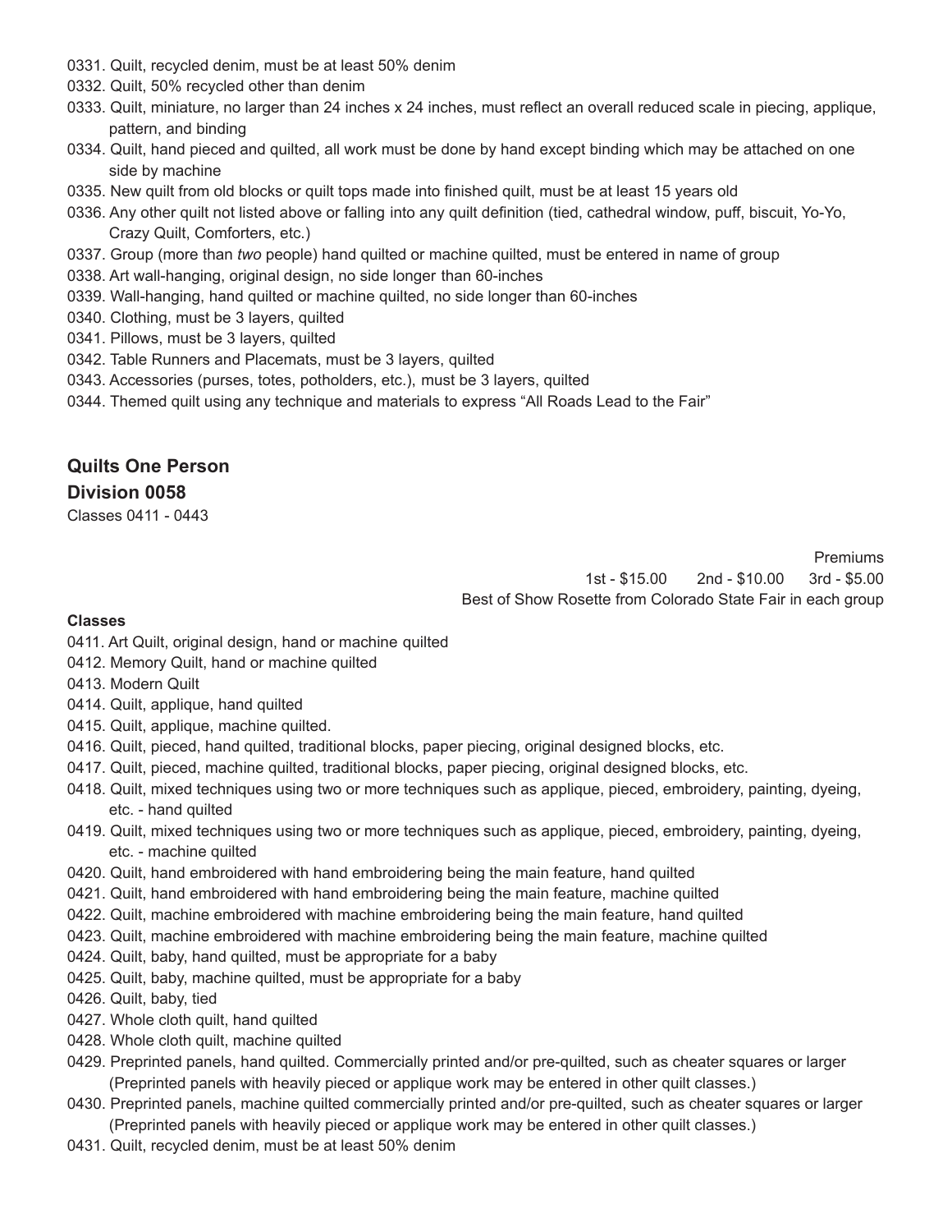0331. Quilt, recycled denim, must be at least 50% denim
0332. Quilt, 50% recycled other than denim
0333. Quilt, miniature, no larger than 24 inches x 24 inches, must reflect an overall reduced scale in piecing, applique, pattern, and binding
0334. Quilt, hand pieced and quilted, all work must be done by hand except binding which may be attached on one side by machine
0335. New quilt from old blocks or quilt tops made into finished quilt, must be at least 15 years old
0336. Any other quilt not listed above or falling into any quilt definition (tied, cathedral window, puff, biscuit, Yo-Yo, Crazy Quilt, Comforters, etc.)
0337. Group (more than *two* people) hand quilted or machine quilted, must be entered in name of group
0338. Art wall-hanging, original design, no side longer than 60-inches
0339. Wall-hanging, hand quilted or machine quilted, no side longer than 60-inches
0340. Clothing, must be 3 layers, quilted
0341. Pillows, must be 3 layers, quilted
0342. Table Runners and Placemats, must be 3 layers, quilted
0343. Accessories (purses, totes, potholders, etc.), must be 3 layers, quilted
0344. Themed quilt using any technique and materials to express "All Roads Lead to the Fair"

## Quilts One Person

## Division 0058

Classes 0411 - 0443

Premiums
1st - $15.00 2nd - $10.00 3rd - $5.00
Best of Show Rosette from Colorado State Fair in each group

**Classes**

0411. Art Quilt, original design, hand or machine quilted
0412. Memory Quilt, hand or machine quilted
0413. Modern Quilt
0414. Quilt, applique, hand quilted
0415. Quilt, applique, machine quilted.
0416. Quilt, pieced, hand quilted, traditional blocks, paper piecing, original designed blocks, etc.
0417. Quilt, pieced, machine quilted, traditional blocks, paper piecing, original designed blocks, etc.
0418. Quilt, mixed techniques using two or more techniques such as applique, pieced, embroidery, painting, dyeing, etc. - hand quilted
0419. Quilt, mixed techniques using two or more techniques such as applique, pieced, embroidery, painting, dyeing, etc. - machine quilted
0420. Quilt, hand embroidered with hand embroidering being the main feature, hand quilted
0421. Quilt, hand embroidered with hand embroidering being the main feature, machine quilted
0422. Quilt, machine embroidered with machine embroidering being the main feature, hand quilted
0423. Quilt, machine embroidered with machine embroidering being the main feature, machine quilted
0424. Quilt, baby, hand quilted, must be appropriate for a baby
0425. Quilt, baby, machine quilted, must be appropriate for a baby
0426. Quilt, baby, tied
0427. Whole cloth quilt, hand quilted
0428. Whole cloth quilt, machine quilted
0429. Preprinted panels, hand quilted. Commercially printed and/or pre-quilted, such as cheater squares or larger (Preprinted panels with heavily pieced or applique work may be entered in other quilt classes.)
0430. Preprinted panels, machine quilted commercially printed and/or pre-quilted, such as cheater squares or larger (Preprinted panels with heavily pieced or applique work may be entered in other quilt classes.)
0431. Quilt, recycled denim, must be at least 50% denim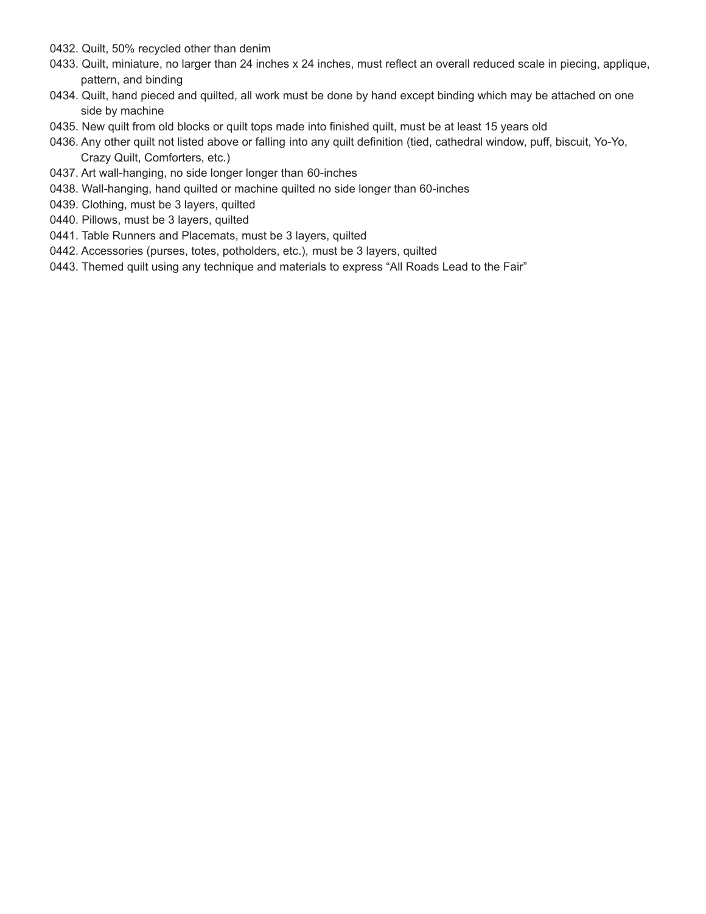0432. Quilt, 50% recycled other than denim

0433. Quilt, miniature, no larger than 24 inches x 24 inches, must reflect an overall reduced scale in piecing, applique, pattern, and binding

0434. Quilt, hand pieced and quilted, all work must be done by hand except binding which may be attached on one side by machine

0435. New quilt from old blocks or quilt tops made into finished quilt, must be at least 15 years old

0436. Any other quilt not listed above or falling into any quilt definition (tied, cathedral window, puff, biscuit, Yo-Yo, Crazy Quilt, Comforters, etc.)

0437. Art wall-hanging, no side longer longer than 60-inches

0438. Wall-hanging, hand quilted or machine quilted no side longer than 60-inches

0439. Clothing, must be 3 layers, quilted

0440. Pillows, must be 3 layers, quilted

0441. Table Runners and Placemats, must be 3 layers, quilted

0442. Accessories (purses, totes, potholders, etc.), must be 3 layers, quilted

0443. Themed quilt using any technique and materials to express “All Roads Lead to the Fair”